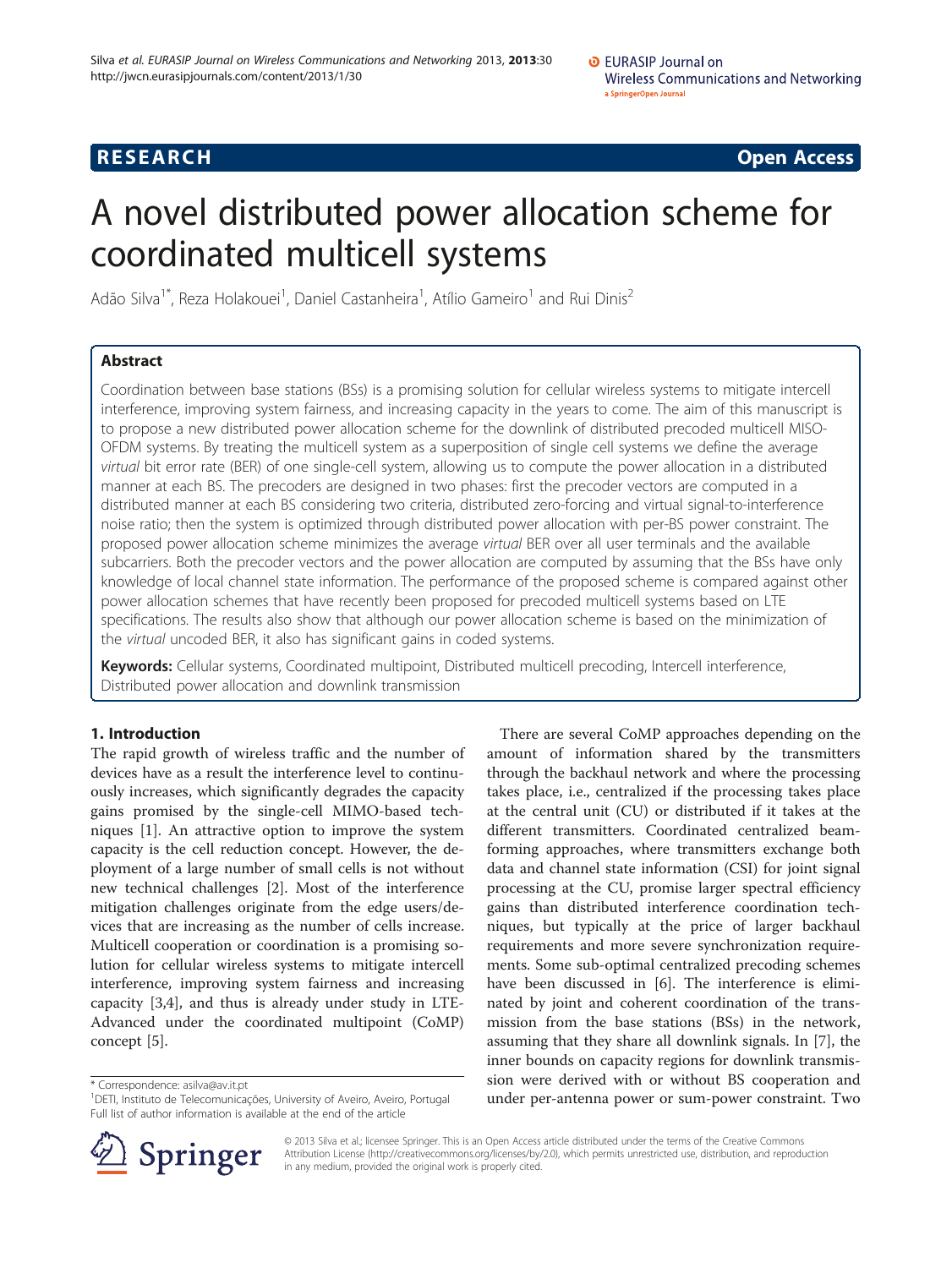RESEARCH Open Access

# A novel distributed power allocation scheme for coordinated multicell systems

Adão Silva[1*], Reza Holakouei[1], Daniel Castanheira[1], Atílio Gameiro[1] and Rui Dinis[2]

## Abstract

Coordination between base stations (BSs) is a promising solution for cellular wireless systems to mitigate intercell interference, improving system fairness, and increasing capacity in the years to come. The aim of this manuscript is to propose a new distributed power allocation scheme for the downlink of distributed precoded multicell MISO-OFDM systems. By treating the multicell system as a superposition of single cell systems we define the average *virtual* bit error rate (BER) of one single-cell system, allowing us to compute the power allocation in a distributed manner at each BS. The precoders are designed in two phases: first the precoder vectors are computed in a distributed manner at each BS considering two criteria, distributed zero-forcing and virtual signal-to-interference noise ratio; then the system is optimized through distributed power allocation with per-BS power constraint. The proposed power allocation scheme minimizes the average *virtual* BER over all user terminals and the available subcarriers. Both the precoder vectors and the power allocation are computed by assuming that the BSs have only knowledge of local channel state information. The performance of the proposed scheme is compared against other power allocation schemes that have recently been proposed for precoded multicell systems based on LTE specifications. The results also show that although our power allocation scheme is based on the minimization of the *virtual* uncoded BER, it also has significant gains in coded systems.

**Keywords:** Cellular systems, Coordinated multipoint, Distributed multicell precoding, Intercell interference, Distributed power allocation and downlink transmission

## 1. Introduction

The rapid growth of wireless traffic and the number of devices have as a result the interference level to continuously increases, which significantly degrades the capacity gains promised by the single-cell MIMO-based techniques [1]. An attractive option to improve the system capacity is the cell reduction concept. However, the deployment of a large number of small cells is not without new technical challenges [2]. Most of the interference mitigation challenges originate from the edge users/devices that are increasing as the number of cells increase. Multicell cooperation or coordination is a promising solution for cellular wireless systems to mitigate intercell interference, improving system fairness and increasing capacity [3,4], and thus is already under study in LTE-Advanced under the coordinated multipoint (CoMP) concept [5].

There are several CoMP approaches depending on the amount of information shared by the transmitters through the backhaul network and where the processing takes place, i.e., centralized if the processing takes place at the central unit (CU) or distributed if it takes at the different transmitters. Coordinated centralized beamforming approaches, where transmitters exchange both data and channel state information (CSI) for joint signal processing at the CU, promise larger spectral efficiency gains than distributed interference coordination techniques, but typically at the price of larger backhaul requirements and more severe synchronization requirements. Some sub-optimal centralized precoding schemes have been discussed in [6]. The interference is eliminated by joint and coherent coordination of the transmission from the base stations (BSs) in the network, assuming that they share all downlink signals. In [7], the inner bounds on capacity regions for downlink transmission were derived with or without BS cooperation and under per-antenna power or sum-power constraint. Two

\* Correspondence: asilva@av.it.pt
[1]DETI, Instituto de Telecomunicações, University of Aveiro, Aveiro, Portugal
Full list of author information is available at the end of the article

© 2013 Silva et al.; licensee Springer. This is an Open Access article distributed under the terms of the Creative Commons Attribution License (http://creativecommons.org/licenses/by/2.0), which permits unrestricted use, distribution, and reproduction in any medium, provided the original work is properly cited.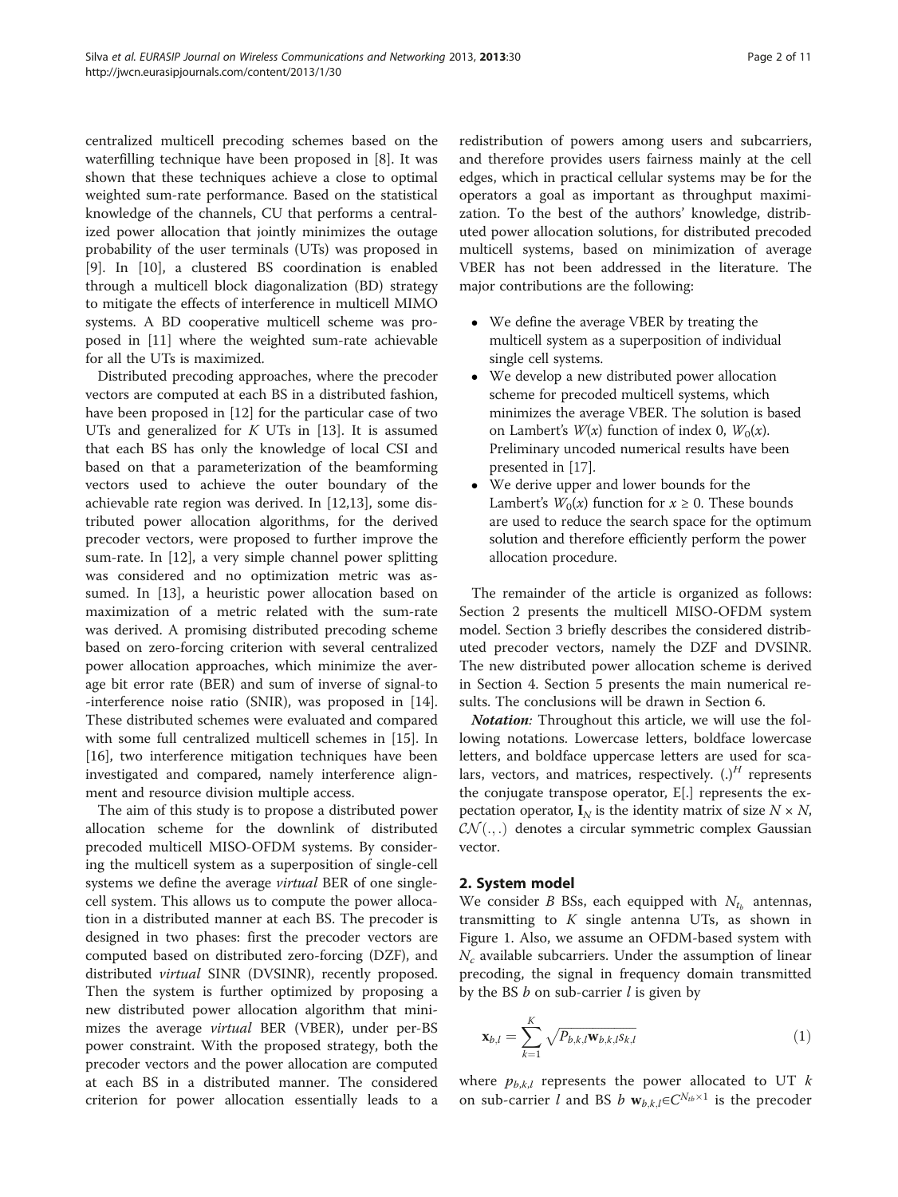centralized multicell precoding schemes based on the waterfilling technique have been proposed in [8]. It was shown that these techniques achieve a close to optimal weighted sum-rate performance. Based on the statistical knowledge of the channels, CU that performs a centralized power allocation that jointly minimizes the outage probability of the user terminals (UTs) was proposed in [9]. In [10], a clustered BS coordination is enabled through a multicell block diagonalization (BD) strategy to mitigate the effects of interference in multicell MIMO systems. A BD cooperative multicell scheme was proposed in [11] where the weighted sum-rate achievable for all the UTs is maximized.

Distributed precoding approaches, where the precoder vectors are computed at each BS in a distributed fashion, have been proposed in [12] for the particular case of two UTs and generalized for $K$ UTs in [13]. It is assumed that each BS has only the knowledge of local CSI and based on that a parameterization of the beamforming vectors used to achieve the outer boundary of the achievable rate region was derived. In [12,13], some distributed power allocation algorithms, for the derived precoder vectors, were proposed to further improve the sum-rate. In [12], a very simple channel power splitting was considered and no optimization metric was assumed. In [13], a heuristic power allocation based on maximization of a metric related with the sum-rate was derived. A promising distributed precoding scheme based on zero-forcing criterion with several centralized power allocation approaches, which minimize the average bit error rate (BER) and sum of inverse of signal-to-interference noise ratio (SNIR), was proposed in [14]. These distributed schemes were evaluated and compared with some full centralized multicell schemes in [15]. In [16], two interference mitigation techniques have been investigated and compared, namely interference alignment and resource division multiple access.

The aim of this study is to propose a distributed power allocation scheme for the downlink of distributed precoded multicell MISO-OFDM systems. By considering the multicell system as a superposition of single-cell systems we define the average *virtual* BER of one single-cell system. This allows us to compute the power allocation in a distributed manner at each BS. The precoder is designed in two phases: first the precoder vectors are computed based on distributed zero-forcing (DZF), and distributed *virtual* SINR (DVSINR), recently proposed. Then the system is further optimized by proposing a new distributed power allocation algorithm that minimizes the average *virtual* BER (VBER), under per-BS power constraint. With the proposed strategy, both the precoder vectors and the power allocation are computed at each BS in a distributed manner. The considered criterion for power allocation essentially leads to a redistribution of powers among users and subcarriers, and therefore provides users fairness mainly at the cell edges, which in practical cellular systems may be for the operators a goal as important as throughput maximization. To the best of the authors' knowledge, distributed power allocation solutions, for distributed precoded multicell systems, based on minimization of average VBER has not been addressed in the literature. The major contributions are the following:

- We define the average VBER by treating the multicell system as a superposition of individual single cell systems.
- We develop a new distributed power allocation scheme for precoded multicell systems, which minimizes the average VBER. The solution is based on Lambert's $W(x)$ function of index 0, $W_0(x)$. Preliminary uncoded numerical results have been presented in [17].
- We derive upper and lower bounds for the Lambert's $W_0(x)$ function for $x \geq 0$. These bounds are used to reduce the search space for the optimum solution and therefore efficiently perform the power allocation procedure.

The remainder of the article is organized as follows: Section 2 presents the multicell MISO-OFDM system model. Section 3 briefly describes the considered distributed precoder vectors, namely the DZF and DVSINR. The new distributed power allocation scheme is derived in Section 4. Section 5 presents the main numerical results. The conclusions will be drawn in Section 6.

***Notation:*** Throughout this article, we will use the following notations. Lowercase letters, boldface lowercase letters, and boldface uppercase letters are used for scalars, vectors, and matrices, respectively. $(.)^H$ represents the conjugate transpose operator, E[.] represents the expectation operator, $\mathbf{I}_N$ is the identity matrix of size $N \times N$, $\mathcal{CN}(.,.)$ denotes a circular symmetric complex Gaussian vector.

## 2. System model

We consider $B$ BSs, each equipped with $N_{t_b}$ antennas, transmitting to $K$ single antenna UTs, as shown in Figure 1. Also, we assume an OFDM-based system with $N_c$ available subcarriers. Under the assumption of linear precoding, the signal in frequency domain transmitted by the BS $b$ on sub-carrier $l$ is given by

$$\mathbf{x}_{b,l} = \sum_{k=1}^{K} \sqrt{P_{b,k,l}\mathbf{w}_{b,k,l}s_{k,l}} \tag{1}$$

where $p_{b,k,l}$ represents the power allocated to UT $k$ on sub-carrier $l$ and BS $b$ $\mathbf{w}_{b,k,l} \in C^{N_{tb} \times 1}$ is the precoder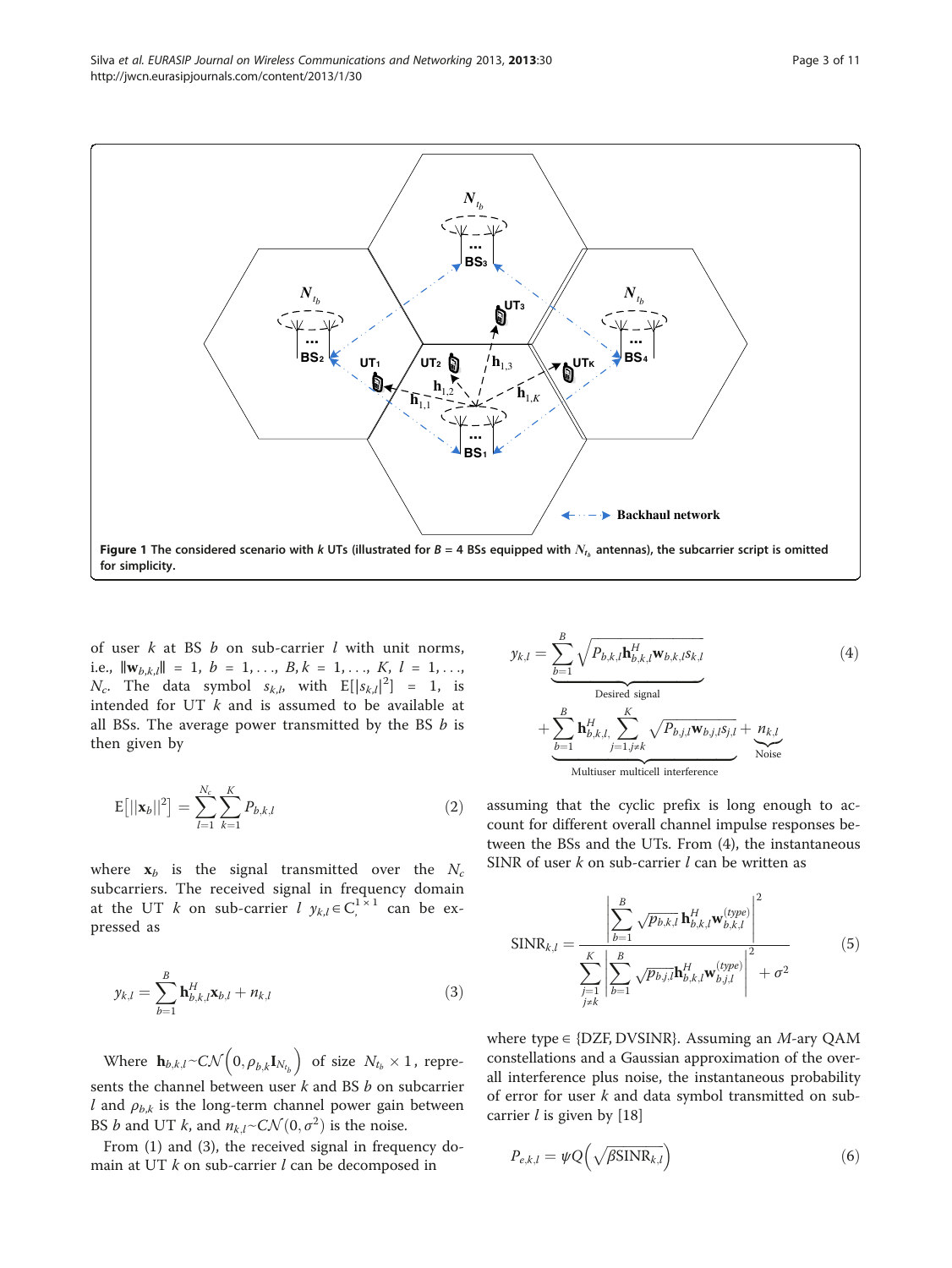**Figure 1 The considered scenario with $k$ UTs (illustrated for $B$ = 4 BSs equipped with $N_{t_b}$ antennas), the subcarrier script is omitted for simplicity.**

of user $k$ at BS $b$ on sub-carrier $l$ with unit norms, i.e., $\|\mathbf{w}_{b,k,l}\| = 1$, $b = 1,\ldots, B, k = 1,\ldots, K$, $l = 1,\ldots, N_c$. The data symbol $s_{k,l}$, with $\mathrm{E}[|s_{k,l}|^2] = 1$, is intended for UT $k$ and is assumed to be available at all BSs. The average power transmitted by the BS $b$ is then given by

$$\mathrm{E}\left[||\mathbf{x}_b||^2\right] = \sum_{l=1}^{N_c}\sum_{k=1}^{K} P_{b,k,l} \tag{2}$$

where $\mathbf{x}_b$ is the signal transmitted over the $N_c$ subcarriers. The received signal in frequency domain at the UT $k$ on sub-carrier $l$ $y_{k,l} \in \mathrm{C}^{1\times 1}$ can be expressed as

$$y_{k,l} = \sum_{b=1}^{B} \mathbf{h}_{b,k,l}^{H}\mathbf{x}_{b,l} + n_{k,l} \tag{3}$$

Where $\mathbf{h}_{b,k,l} \sim \mathcal{CN}\left(0, \rho_{b,k}\mathbf{I}_{N_{t_b}}\right)$ of size $N_{t_b} \times 1$, represents the channel between user $k$ and BS $b$ on subcarrier $l$ and $\rho_{b,k}$ is the long-term channel power gain between BS $b$ and UT $k$, and $n_{k,l} \sim \mathcal{CN}(0, \sigma^2)$ is the noise.

From (1) and (3), the received signal in frequency domain at UT $k$ on sub-carrier $l$ can be decomposed in

$$y_{k,l} = \underbrace{\sum_{b=1}^{B} \sqrt{P_{b,k,l}}\mathbf{h}_{b,k,l}^{H}\mathbf{w}_{b,k,l}s_{k,l}}_{\text{Desired signal}} + \underbrace{\sum_{b=1}^{B}\mathbf{h}_{b,k,l}^{H}\sum_{j=1,j\neq k}^{K}\sqrt{P_{b,j,l}}\mathbf{w}_{b,j,l}s_{j,l}}_{\text{Multiuser multicell interference}} + \underbrace{n_{k,l}}_{\text{Noise}} \tag{4}$$

assuming that the cyclic prefix is long enough to account for different overall channel impulse responses between the BSs and the UTs. From (4), the instantaneous SINR of user $k$ on sub-carrier $l$ can be written as

$$\mathrm{SINR}_{k,l} = \frac{\left|\sum_{b=1}^{B}\sqrt{p_{b,k,l}}\,\mathbf{h}_{b,k,l}^{H}\mathbf{w}_{b,k,l}^{(type)}\right|^2}{\sum_{\substack{j=1\\ j\neq k}}^{K}\left|\sum_{b=1}^{B}\sqrt{p_{b,j,l}}\mathbf{h}_{b,k,l}^{H}\mathbf{w}_{b,j,l}^{(type)}\right|^2 + \sigma^2} \tag{5}$$

where type $\in$ {DZF, DVSINR}. Assuming an $M$-ary QAM constellations and a Gaussian approximation of the overall interference plus noise, the instantaneous probability of error for user $k$ and data symbol transmitted on sub-carrier $l$ is given by [18]

$$P_{e,k,l} = \psi Q\left(\sqrt{\beta \mathrm{SINR}_{k,l}}\right) \tag{6}$$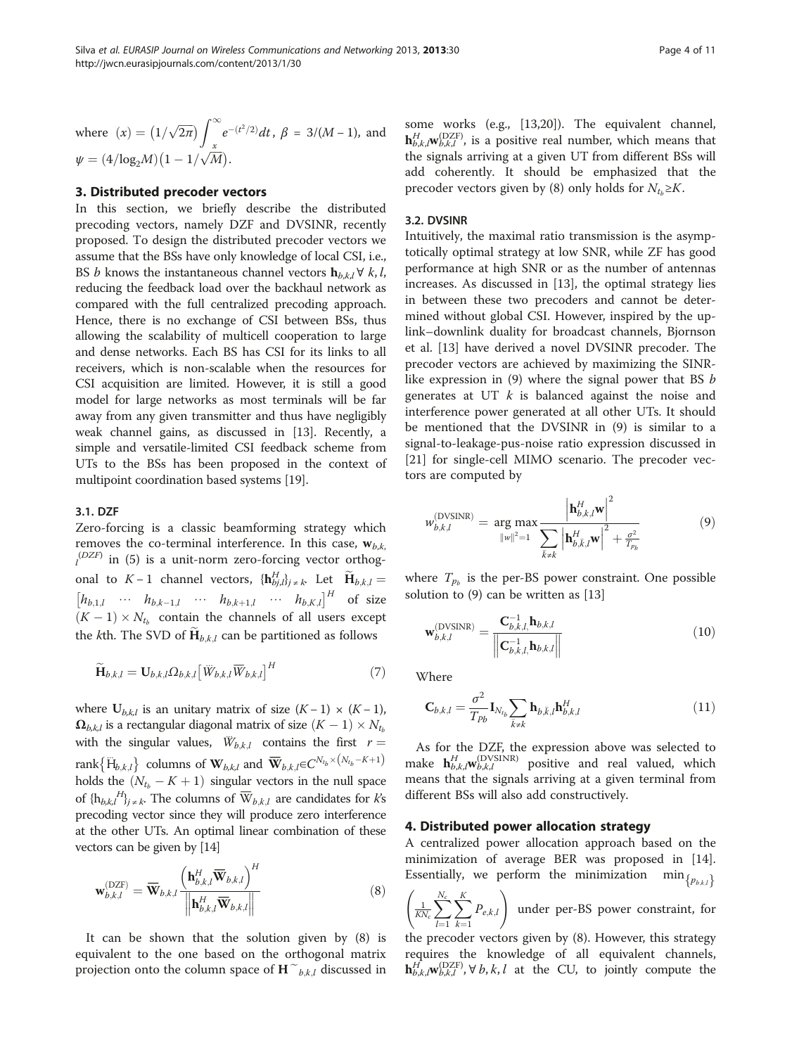where $(x) = \left(1/\sqrt{2\pi}\right)\int_x^{\infty} e^{-(t^2/2)}dt$, $\beta = 3/(M-1)$, and $\psi = (4/\log_2 M)\left(1-1/\sqrt{M}\right)$.

## 3. Distributed precoder vectors

In this section, we briefly describe the distributed precoding vectors, namely DZF and DVSINR, recently proposed. To design the distributed precoder vectors we assume that the BSs have only knowledge of local CSI, i.e., BS $b$ knows the instantaneous channel vectors $\mathbf{h}_{b,k,l}\, \forall\, k, l$, reducing the feedback load over the backhaul network as compared with the full centralized precoding approach. Hence, there is no exchange of CSI between BSs, thus allowing the scalability of multicell cooperation to large and dense networks. Each BS has CSI for its links to all receivers, which is non-scalable when the resources for CSI acquisition are limited. However, it is still a good model for large networks as most terminals will be far away from any given transmitter and thus have negligibly weak channel gains, as discussed in [13]. Recently, a simple and versatile-limited CSI feedback scheme from UTs to the BSs has been proposed in the context of multipoint coordination based systems [19].

### 3.1. DZF

Zero-forcing is a classic beamforming strategy which removes the co-terminal interference. In this case, $\mathbf{w}_{b,k,l}^{(DZF)}$ in (5) is a unit-norm zero-forcing vector orthogonal to $K-1$ channel vectors, $\{\mathbf{h}_{bj,l}^{H}\}_{j\neq k}$. Let $\widetilde{\mathbf{H}}_{b,k,l} = \begin{bmatrix} h_{b,1,l} & \cdots & h_{b,k-1,l} & \cdots & h_{b,k+1,l} & \cdots & h_{b,K,l}\end{bmatrix}^H$ of size $(K-1)\times N_{t_b}$ contain the channels of all users except the $k$th. The SVD of $\widetilde{\mathbf{H}}_{b,k,l}$ can be partitioned as follows

$$\widetilde{\mathbf{H}}_{b,k,l} = \mathbf{U}_{b,k,l}\Omega_{b,k,l}\left[\ddot{W}_{b,k,l}\overline{W}_{b,k,l}\right]^H \tag{7}$$

where $\mathbf{U}_{b,k,l}$ is an unitary matrix of size $(K-1)\times(K-1)$, $\mathbf{\Omega}_{b,k,l}$ is a rectangular diagonal matrix of size $(K-1)\times N_{t_b}$ with the singular values, $\ddot{W}_{b,k,l}$ contains the first $r = \mathrm{rank}\{\ddot{\mathrm{H}}_{b,k,l}\}$ columns of $\mathbf{W}_{b,k,l}$ and $\overline{\mathbf{W}}_{b,k,l}\in C^{N_{t_b}\times\left(N_{t_b}-K+1\right)}$ holds the $(N_{t_b}-K+1)$ singular vectors in the null space of $\{\mathrm{h}_{b,k,l}{}^{H}\}_{j\neq k}$. The columns of $\overline{W}_{b,k,l}$ are candidates for $k$'s precoding vector since they will produce zero interference at the other UTs. An optimal linear combination of these vectors can be given by [14]

$$\mathbf{w}_{b,k,l}^{(\mathrm{DZF})} = \overline{\mathbf{W}}_{b,k,l}\frac{\left(\mathbf{h}_{b,k,l}^{H}\overline{\mathbf{W}}_{b,k,l}\right)^H}{\left\|\mathbf{h}_{b,k,l}^{H}\overline{\mathbf{W}}_{b,k,l}\right\|} \tag{8}$$

It can be shown that the solution given by (8) is equivalent to the one based on the orthogonal matrix projection onto the column space of $\mathbf{H}^{\sim}{}_{b,k,l}$ discussed in some works (e.g., [13,20]). The equivalent channel, $\mathbf{h}_{b,k,l}^{H}\mathbf{w}_{b,k,l}^{(\mathrm{DZF})}$, is a positive real number, which means that the signals arriving at a given UT from different BSs will add coherently. It should be emphasized that the precoder vectors given by (8) only holds for $N_{t_b}\geq K$.

### 3.2. DVSINR

Intuitively, the maximal ratio transmission is the asymptotically optimal strategy at low SNR, while ZF has good performance at high SNR or as the number of antennas increases. As discussed in [13], the optimal strategy lies in between these two precoders and cannot be determined without global CSI. However, inspired by the uplink–downlink duality for broadcast channels, Bjornson et al. [13] have derived a novel DVSINR precoder. The precoder vectors are achieved by maximizing the SINR-like expression in (9) where the signal power that BS $b$ generates at UT $k$ is balanced against the noise and interference power generated at all other UTs. It should be mentioned that the DVSINR in (9) is similar to a signal-to-leakage-pus-noise ratio expression discussed in [21] for single-cell MIMO scenario. The precoder vectors are computed by

$$w_{b,k,l}^{(\mathrm{DVSINR})} = \underset{\|w\|^2=1}{\arg\max}\frac{\left|\mathbf{h}_{b,k,l}^{H}\mathbf{w}\right|^2}{\sum_{\bar{k}\neq k}\left|\mathbf{h}_{b,\bar{k},l}^{H}\mathbf{w}\right|^2+\frac{\sigma^2}{T_{p_b}}} \tag{9}$$

where $T_{p_b}$ is the per-BS power constraint. One possible solution to (9) can be written as [13]

$$\mathbf{w}_{b,k,l}^{(\mathrm{DVSINR})} = \frac{\mathbf{C}_{b,k,l}^{-1}\mathbf{h}_{b,k,l}}{\left\|\mathbf{C}_{b,k,l}^{-1}\mathbf{h}_{b,k,l}\right\|} \tag{10}$$

Where

$$\mathbf{C}_{b,k,l} = \frac{\sigma^2}{T_{Pb}}\mathbf{I}_{N_{t_b}}\sum_{\bar{k}\neq k}\mathbf{h}_{b,\bar{k},l}\mathbf{h}_{b,\bar{k},l}^{H} \tag{11}$$

As for the DZF, the expression above was selected to make $\mathbf{h}_{b,k,l}^{H}\mathbf{w}_{b,k,l}^{(\mathrm{DVSINR})}$ positive and real valued, which means that the signals arriving at a given terminal from different BSs will also add constructively.

## 4. Distributed power allocation strategy

A centralized power allocation approach based on the minimization of average BER was proposed in [14]. Essentially, we perform the minimization $\min_{\{p_{b,k,l}\}}\left(\frac{1}{KN_c}\sum_{l=1}^{N_c}\sum_{k=1}^{K}P_{e,k,l}\right)$ under per-BS power constraint, for the precoder vectors given by (8). However, this strategy requires the knowledge of all equivalent channels, $\mathbf{h}_{b,k,l}^{H}\mathbf{w}_{b,k,l}^{(\mathrm{DZF})}, \forall\, b, k, l$ at the CU, to jointly compute the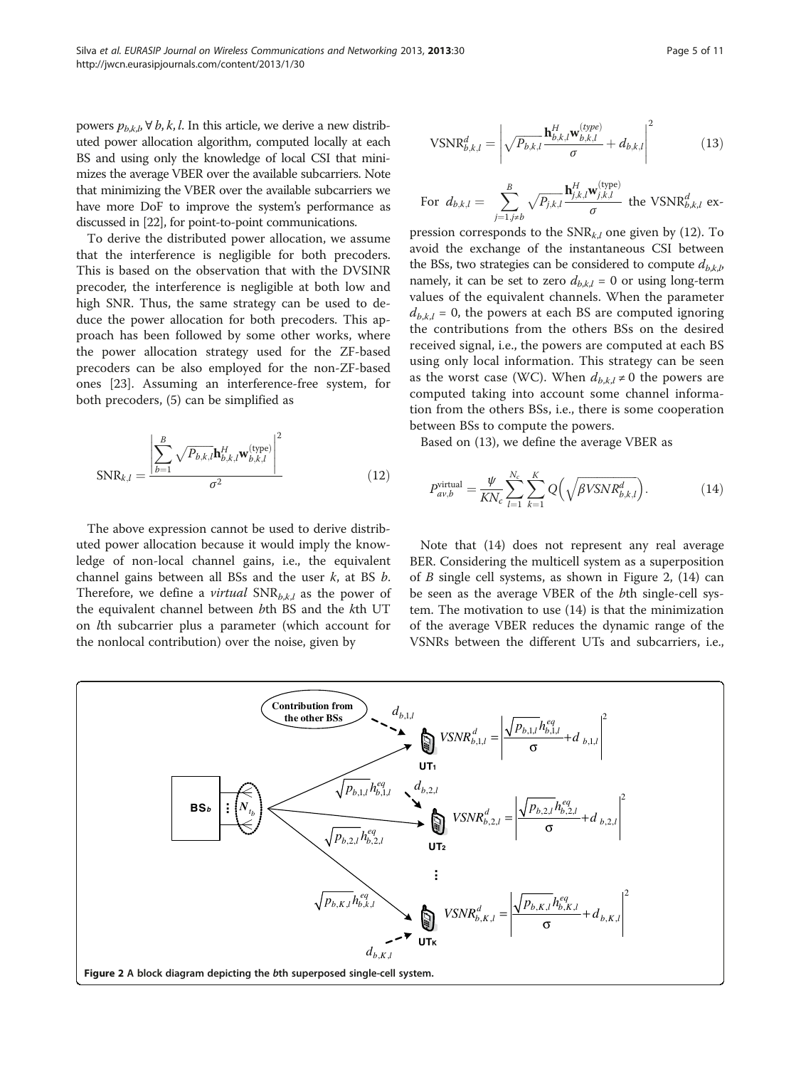powers $p_{b,k,l}, \forall b, k, l$. In this article, we derive a new distributed power allocation algorithm, computed locally at each BS and using only the knowledge of local CSI that minimizes the average VBER over the available subcarriers. Note that minimizing the VBER over the available subcarriers we have more DoF to improve the system's performance as discussed in [22], for point-to-point communications.

To derive the distributed power allocation, we assume that the interference is negligible for both precoders. This is based on the observation that with the DVSINR precoder, the interference is negligible at both low and high SNR. Thus, the same strategy can be used to deduce the power allocation for both precoders. This approach has been followed by some other works, where the power allocation strategy used for the ZF-based precoders can be also employed for the non-ZF-based ones [23]. Assuming an interference-free system, for both precoders, (5) can be simplified as

$$\mathrm{SNR}_{k,l} = \frac{\left|\sum_{b=1}^{B} \sqrt{P_{b,k,l}}\mathbf{h}_{b,k,l}^{H}\mathbf{w}_{b,k,l}^{(\mathrm{type})}\right|^2}{\sigma^2} \tag{12}$$

The above expression cannot be used to derive distributed power allocation because it would imply the knowledge of non-local channel gains, i.e., the equivalent channel gains between all BSs and the user $k$, at BS $b$. Therefore, we define a *virtual* $\mathrm{SNR}_{b,k,l}$ as the power of the equivalent channel between $b$th BS and the $k$th UT on $l$th subcarrier plus a parameter (which account for the nonlocal contribution) over the noise, given by

$$\mathrm{VSNR}_{b,k,l}^{d} = \left|\sqrt{P_{b,k,l}}\frac{\mathbf{h}_{b,k,l}^{H}\mathbf{w}_{b,k,l}^{(type)}}{\sigma} + d_{b,k,l}\right|^2 \tag{13}$$

For $d_{b,k,l} = \sum_{j=1, j\neq b}^{B} \sqrt{P_{j,k,l}}\frac{\mathbf{h}_{j,k,l}^{H}\mathbf{w}_{j,k,l}^{(\mathrm{type})}}{\sigma}$ the $\mathrm{VSNR}_{b,k,l}^{d}$ expression corresponds to the $\mathrm{SNR}_{k,l}$ one given by (12). To avoid the exchange of the instantaneous CSI between the BSs, two strategies can be considered to compute $d_{b,k,l}$, namely, it can be set to zero $d_{b,k,l} = 0$ or using long-term values of the equivalent channels. When the parameter $d_{b,k,l} = 0$, the powers at each BS are computed ignoring the contributions from the others BSs on the desired received signal, i.e., the powers are computed at each BS using only local information. This strategy can be seen as the worst case (WC). When $d_{b,k,l} \neq 0$ the powers are computed taking into account some channel information from the others BSs, i.e., there is some cooperation between BSs to compute the powers.

Based on (13), we define the average VBER as

$$P_{av,b}^{\mathrm{virtual}} = \frac{\psi}{KN_c}\sum_{l=1}^{N_c}\sum_{k=1}^{K} Q\left(\sqrt{\beta VSNR_{b,k,l}^{d}}\right). \tag{14}$$

Note that (14) does not represent any real average BER. Considering the multicell system as a superposition of $B$ single cell systems, as shown in Figure 2, (14) can be seen as the average VBER of the $b$th single-cell system. The motivation to use (14) is that the minimization of the average VBER reduces the dynamic range of the VSNRs between the different UTs and subcarriers, i.e.,

**Figure 2 A block diagram depicting the *b*th superposed single-cell system.**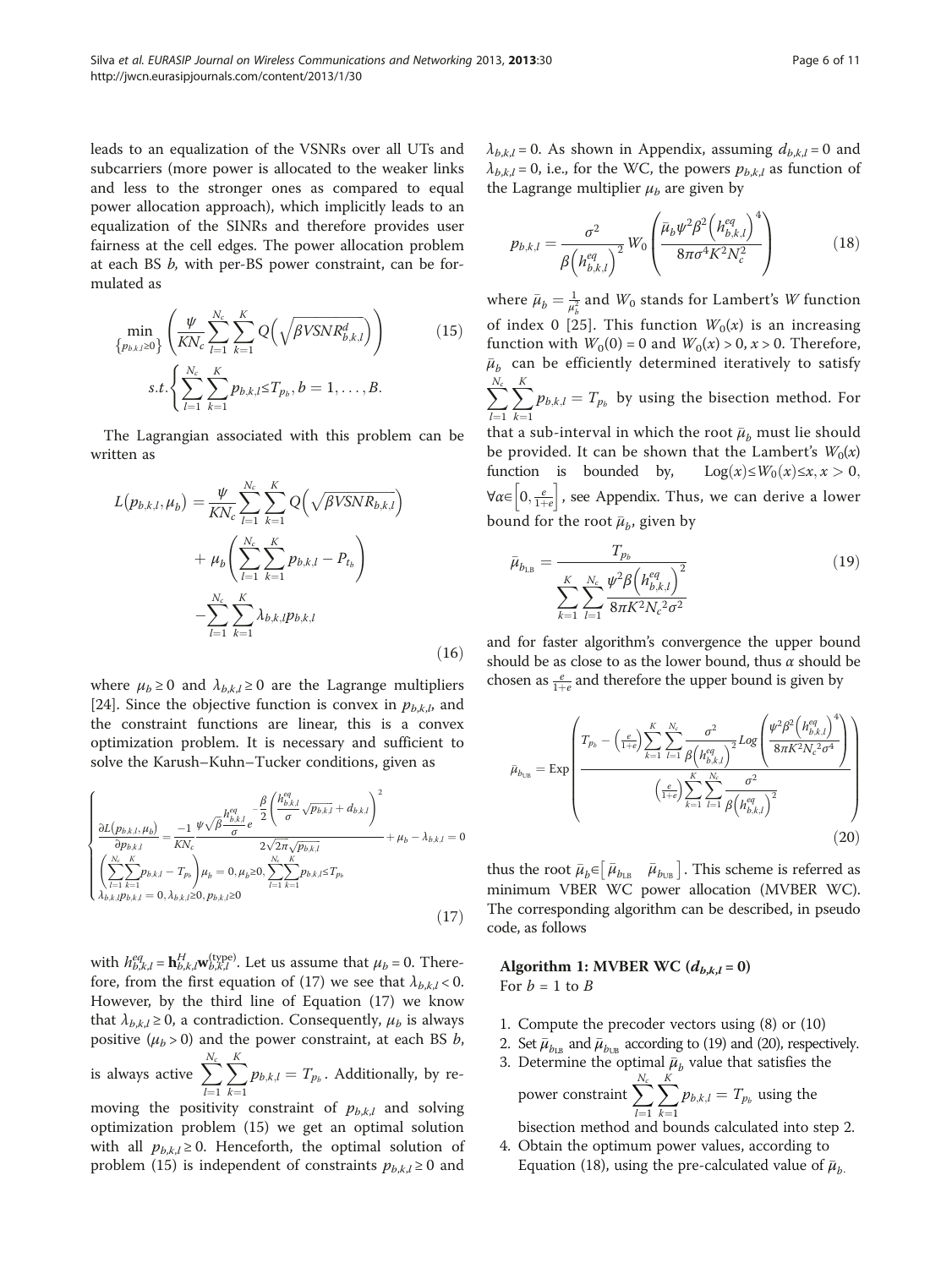leads to an equalization of the VSNRs over all UTs and subcarriers (more power is allocated to the weaker links and less to the stronger ones as compared to equal power allocation approach), which implicitly leads to an equalization of the SINRs and therefore provides user fairness at the cell edges. The power allocation problem at each BS $b$, with per-BS power constraint, can be formulated as

$$\min_{\{p_{b,k,l}\geq 0\}} \left( \frac{\psi}{KN_c} \sum_{l=1}^{N_c} \sum_{k=1}^{K} Q\left(\sqrt{\beta VSNR^{d}_{b,k,l}}\right) \right) \quad (15)$$

$$s.t. \left\{ \sum_{l=1}^{N_c} \sum_{k=1}^{K} p_{b,k,l} \leq T_{p_b}, b = 1, \ldots, B. \right.$$

The Lagrangian associated with this problem can be written as

$$\begin{aligned} L(p_{b,k,l}, \mu_b) = & \frac{\psi}{KN_c} \sum_{l=1}^{N_c} \sum_{k=1}^{K} Q\left(\sqrt{\beta VSNR_{b,k,l}}\right) \\ & + \mu_b \left( \sum_{l=1}^{N_c} \sum_{k=1}^{K} p_{b,k,l} - P_{t_b} \right) \\ & - \sum_{l=1}^{N_c} \sum_{k=1}^{K} \lambda_{b,k,l} p_{b,k,l} \end{aligned} \quad (16)$$

where $\mu_b \geq 0$ and $\lambda_{b,k,l} \geq 0$ are the Lagrange multipliers [24]. Since the objective function is convex in $p_{b,k,l}$, and the constraint functions are linear, this is a convex optimization problem. It is necessary and sufficient to solve the Karush–Kuhn–Tucker conditions, given as

$$\begin{cases} \dfrac{\partial L(p_{b,k,l}, \mu_b)}{\partial p_{b,k,l}} = \dfrac{-1}{KN_c} \dfrac{\psi \sqrt{\beta} \dfrac{h^{eq}_{b,k,l}}{\sigma} e^{-\frac{\beta}{2}\left(\frac{h^{eq}_{b,k,l}}{\sigma}\sqrt{p_{b,k,l}} + d_{b,k,l}\right)^2}}{2\sqrt{2\pi}\sqrt{p_{b,k,l}}} + \mu_b - \lambda_{b,k,l} = 0 \\ \left( \sum_{l=1}^{N_c} \sum_{k=1}^{K} p_{b,k,l} - T_{p_b} \right) \mu_b = 0, \mu_b \geq 0, \sum_{l=1}^{N_c} \sum_{k=1}^{K} p_{b,k,l} \leq T_{p_b} \\ \lambda_{b,k,l} p_{b,k,l} = 0, \lambda_{b,k,l} \geq 0, p_{b,k,l} \geq 0 \end{cases} \quad (17)$$

with $h^{eq}_{b,k,l} = \mathbf{h}^H_{b,k,l} \mathbf{w}^{(\text{type})}_{b,k,l}$. Let us assume that $\mu_b = 0$. Therefore, from the first equation of (17) we see that $\lambda_{b,k,l} < 0$. However, by the third line of Equation (17) we know that $\lambda_{b,k,l} \geq 0$, a contradiction. Consequently, $\mu_b$ is always positive ($\mu_b > 0$) and the power constraint, at each BS $b$, is always active $\sum_{l=1}^{N_c} \sum_{k=1}^{K} p_{b,k,l} = T_{p_b}$. Additionally, by removing the positivity constraint of $p_{b,k,l}$ and solving optimization problem (15) we get an optimal solution with all $p_{b,k,l} \geq 0$. Henceforth, the optimal solution of problem (15) is independent of constraints $p_{b,k,l} \geq 0$ and $\lambda_{b,k,l} = 0$. As shown in Appendix, assuming $d_{b,k,l} = 0$ and $\lambda_{b,k,l} = 0$, i.e., for the WC, the powers $p_{b,k,l}$ as function of the Lagrange multiplier $\mu_b$ are given by

$$p_{b,k,l} = \frac{\sigma^2}{\beta \left(h^{eq}_{b,k,l}\right)^2} W_0 \left( \frac{\bar{\mu}_b \psi^2 \beta^2 \left(h^{eq}_{b,k,l}\right)^4}{8\pi\sigma^4 K^2 N_c^2} \right) \quad (18)$$

where $\bar{\mu}_b = \frac{1}{\mu_b^2}$ and $W_0$ stands for Lambert's $W$ function of index 0 [25]. This function $W_0(x)$ is an increasing function with $W_0(0) = 0$ and $W_0(x) > 0, x > 0$. Therefore, $\bar{\mu}_b$ can be efficiently determined iteratively to satisfy $\sum_{l=1}^{N_c} \sum_{k=1}^{K} p_{b,k,l} = T_{p_b}$ by using the bisection method. For that a sub-interval in which the root $\bar{\mu}_b$ must lie should be provided. It can be shown that the Lambert's $W_0(x)$ function is bounded by, $\text{Log}(x) \leq W_0(x) \leq x, x > 0$, $\forall \alpha \in \left[0, \frac{e}{1+e}\right]$, see Appendix. Thus, we can derive a lower bound for the root $\bar{\mu}_b$, given by

$$\bar{\mu}_{b_{\text{LB}}} = \frac{T_{p_b}}{\sum_{k=1}^{K} \sum_{l=1}^{N_c} \frac{\psi^2 \beta \left(h^{eq}_{b,k,l}\right)^2}{8\pi K^2 N_c^{\,2} \sigma^2}} \quad (19)$$

and for faster algorithm's convergence the upper bound should be as close to as the lower bound, thus $\alpha$ should be chosen as $\frac{e}{1+e}$ and therefore the upper bound is given by

$$\bar{\mu}_{b_{\text{UB}}} = \text{Exp}\left( \frac{T_{p_b} - \left(\frac{e}{1+e}\right) \sum_{k=1}^{K} \sum_{l=1}^{N_c} \frac{\sigma^2}{\beta \left(h^{eq}_{b,k,l}\right)^2} \text{Log}\left( \frac{\psi^2 \beta^2 \left(h^{eq}_{b,k,l}\right)^4}{8\pi K^2 N_c^{\,2} \sigma^4} \right)}{\left(\frac{e}{1+e}\right) \sum_{k=1}^{K} \sum_{l=1}^{N_c} \frac{\sigma^2}{\beta \left(h^{eq}_{b,k,l}\right)^2}} \right) \quad (20)$$

thus the root $\bar{\mu}_b \in \left[ \bar{\mu}_{b_{\text{LB}}} \quad \bar{\mu}_{b_{\text{UB}}} \right]$. This scheme is referred as minimum VBER WC power allocation (MVBER WC). The corresponding algorithm can be described, in pseudo code, as follows

**Algorithm 1: MVBER WC ($d_{b,k,l} = 0$)**
For $b = 1$ to $B$

1. Compute the precoder vectors using (8) or (10)
2. Set $\bar{\mu}_{b_{\text{LB}}}$ and $\bar{\mu}_{b_{\text{UB}}}$ according to (19) and (20), respectively.
3. Determine the optimal $\bar{\mu}_b$ value that satisfies the power constraint $\sum_{l=1}^{N_c} \sum_{k=1}^{K} p_{b,k,l} = T_{p_b}$ using the bisection method and bounds calculated into step 2.
4. Obtain the optimum power values, according to Equation (18), using the pre-calculated value of $\bar{\mu}_b$.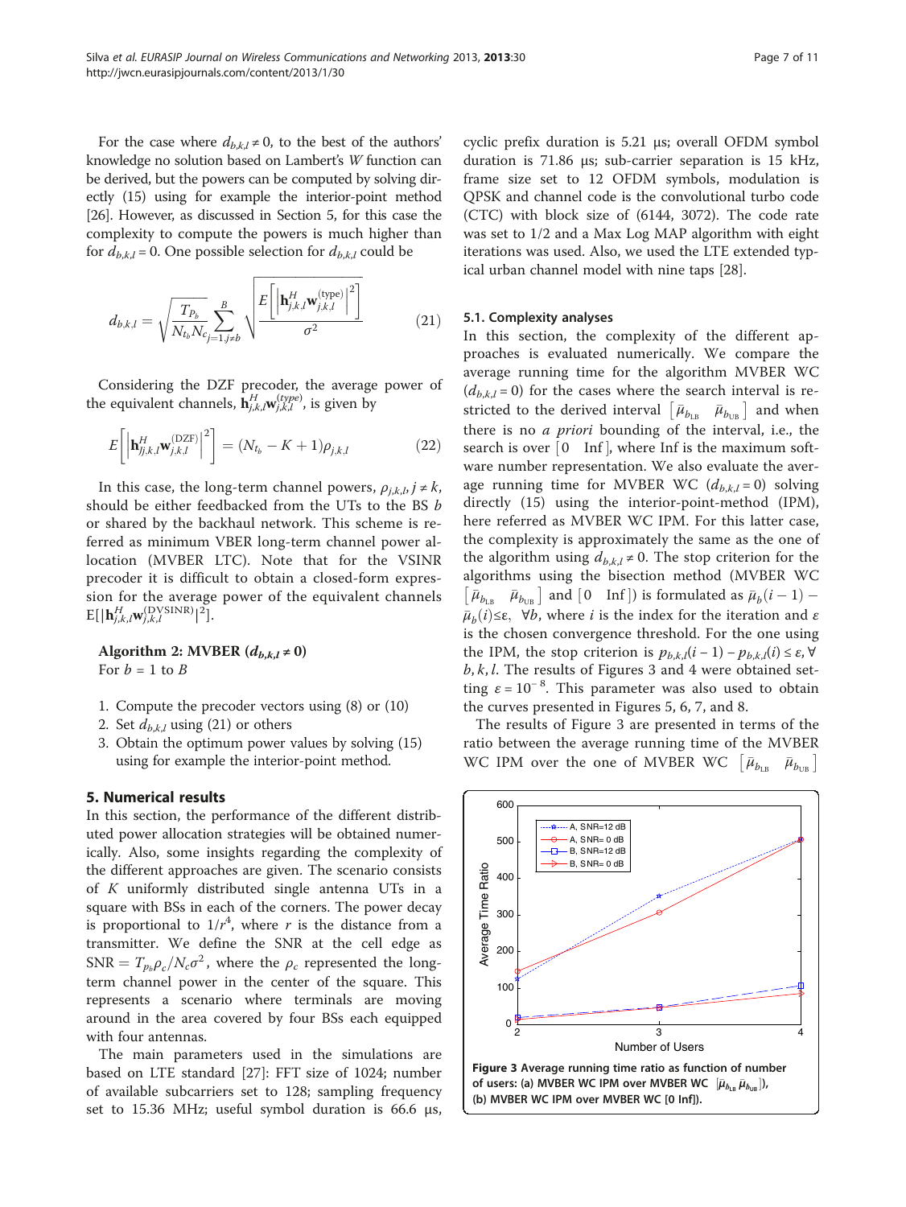For the case where $d_{b,k,l} \neq 0$, to the best of the authors' knowledge no solution based on Lambert's $W$ function can be derived, but the powers can be computed by solving directly (15) using for example the interior-point method [26]. However, as discussed in Section 5, for this case the complexity to compute the powers is much higher than for $d_{b,k,l} = 0$. One possible selection for $d_{b,k,l}$ could be

$$d_{b,k,l} = \sqrt{\frac{T_{P_b}}{N_{t_b} N_c}} \sum_{j=1, j \neq b}^{B} \sqrt{\frac{E\left[\left|\mathbf{h}_{j,k,l}^{H} \mathbf{w}_{j,k,l}^{(\text{type})}\right|^2\right]}{\sigma^2}} \tag{21}$$

Considering the DZF precoder, the average power of the equivalent channels, $\mathbf{h}_{j,k,l}^{H} \mathbf{w}_{j,k,l}^{(type)}$, is given by

$$E\left[\left|\mathbf{h}_{jj,k,l}^{H} \mathbf{w}_{j,k,l}^{(\text{DZF})}\right|^2\right] = (N_{t_b} - K + 1)\rho_{j,k,l} \tag{22}$$

In this case, the long-term channel powers, $\rho_{j,k,l}, j \neq k$, should be either feedbacked from the UTs to the BS $b$ or shared by the backhaul network. This scheme is referred as minimum VBER long-term channel power allocation (MVBER LTC). Note that for the VSINR precoder it is difficult to obtain a closed-form expression for the average power of the equivalent channels $\mathrm{E}[|\mathbf{h}_{j,k,l}^{H} \mathbf{w}_{j,k,l}^{(\text{DVSINR})}|^2]$.

**Algorithm 2: MVBER ($d_{b,k,l} \neq 0$)**

For $b$ = 1 to $B$

1. Compute the precoder vectors using (8) or (10)
2. Set $d_{b,k,l}$ using (21) or others
3. Obtain the optimum power values by solving (15) using for example the interior-point method.

## 5. Numerical results

In this section, the performance of the different distributed power allocation strategies will be obtained numerically. Also, some insights regarding the complexity of the different approaches are given. The scenario consists of $K$ uniformly distributed single antenna UTs in a square with BSs in each of the corners. The power decay is proportional to $1/r^4$, where $r$ is the distance from a transmitter. We define the SNR at the cell edge as $\text{SNR} = T_{p_b}\rho_c / N_c \sigma^2$, where the $\rho_c$ represented the long-term channel power in the center of the square. This represents a scenario where terminals are moving around in the area covered by four BSs each equipped with four antennas.

The main parameters used in the simulations are based on LTE standard [27]: FFT size of 1024; number of available subcarriers set to 128; sampling frequency set to 15.36 MHz; useful symbol duration is 66.6 μs, cyclic prefix duration is 5.21 μs; overall OFDM symbol duration is 71.86 μs; sub-carrier separation is 15 kHz, frame size set to 12 OFDM symbols, modulation is QPSK and channel code is the convolutional turbo code (CTC) with block size of (6144, 3072). The code rate was set to 1/2 and a Max Log MAP algorithm with eight iterations was used. Also, we used the LTE extended typical urban channel model with nine taps [28].

### 5.1. Complexity analyses

In this section, the complexity of the different approaches is evaluated numerically. We compare the average running time for the algorithm MVBER WC ($d_{b,k,l} = 0$) for the cases where the search interval is restricted to the derived interval $[\bar{\mu}_{b_{\text{LB}}} \quad \bar{\mu}_{b_{\text{UB}}}]$ and when there is no *a priori* bounding of the interval, i.e., the search is over $[0 \quad \text{Inf}]$, where Inf is the maximum software number representation. We also evaluate the average running time for MVBER WC ($d_{b,k,l} = 0$) solving directly (15) using the interior-point-method (IPM), here referred as MVBER WC IPM. For this latter case, the complexity is approximately the same as the one of the algorithm using $d_{b,k,l} \neq 0$. The stop criterion for the algorithms using the bisection method (MVBER WC $[\bar{\mu}_{b_{\text{LB}}} \quad \bar{\mu}_{b_{\text{UB}}}]$ and $[0 \quad \text{Inf}]$) is formulated as $\bar{\mu}_b(i-1) - \bar{\mu}_b(i) \leq \varepsilon, \ \forall b$, where $i$ is the index for the iteration and $\varepsilon$ is the chosen convergence threshold. For the one using the IPM, the stop criterion is $p_{b,k,l}(i-1) - p_{b,k,l}(i) \leq \varepsilon, \forall b, k, l$. The results of Figures 3 and 4 were obtained setting $\varepsilon = 10^{-8}$. This parameter was also used to obtain the curves presented in Figures 5, 6, 7, and 8.

The results of Figure 3 are presented in terms of the ratio between the average running time of the MVBER WC IPM over the one of MVBER WC $[\bar{\mu}_{b_{\text{LB}}} \quad \bar{\mu}_{b_{\text{UB}}}]$

**Figure 3 Average running time ratio as function of number of users: (a) MVBER WC IPM over MVBER WC $[\bar{\mu}_{b_{\text{LB}}} \ \bar{\mu}_{b_{\text{UB}}}]$, (b) MVBER WC IPM over MVBER WC [0 Inf]).**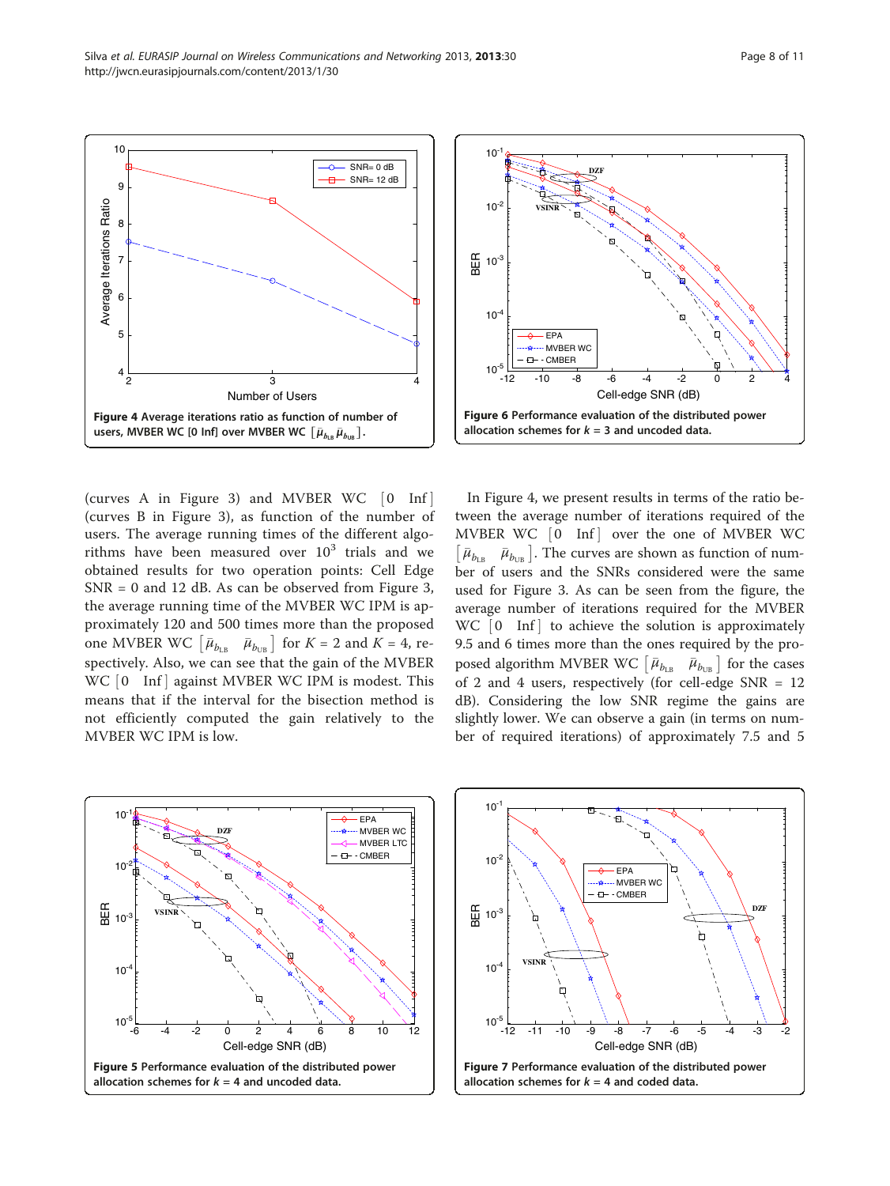Figure 4 Average iterations ratio as function of number of users, MVBER WC [0 Inf] over MVBER WC $[\bar{\mu}_{b_{LB}}\ \bar{\mu}_{b_{UB}}]$.

Figure 6 Performance evaluation of the distributed power allocation schemes for $k$ = 3 and uncoded data.

(curves A in Figure 3) and MVBER WC [0 Inf] (curves B in Figure 3), as function of the number of users. The average running times of the different algorithms have been measured over $10^3$ trials and we obtained results for two operation points: Cell Edge SNR = 0 and 12 dB. As can be observed from Figure 3, the average running time of the MVBER WC IPM is approximately 120 and 500 times more than the proposed one MVBER WC $[\bar{\mu}_{b_{LB}}\ \ \bar{\mu}_{b_{UB}}]$ for $K$ = 2 and $K$ = 4, respectively. Also, we can see that the gain of the MVBER WC [0 Inf] against MVBER WC IPM is modest. This means that if the interval for the bisection method is not efficiently computed the gain relatively to the MVBER WC IPM is low.

In Figure 4, we present results in terms of the ratio between the average number of iterations required of the MVBER WC [0 Inf] over the one of MVBER WC $[\bar{\mu}_{b_{LB}}\ \ \bar{\mu}_{b_{UB}}]$. The curves are shown as function of number of users and the SNRs considered were the same used for Figure 3. As can be seen from the figure, the average number of iterations required for the MVBER WC [0 Inf] to achieve the solution is approximately 9.5 and 6 times more than the ones required by the proposed algorithm MVBER WC $[\bar{\mu}_{b_{LB}}\ \ \bar{\mu}_{b_{UB}}]$ for the cases of 2 and 4 users, respectively (for cell-edge SNR = 12 dB). Considering the low SNR regime the gains are slightly lower. We can observe a gain (in terms on number of required iterations) of approximately 7.5 and 5

Figure 5 Performance evaluation of the distributed power allocation schemes for $k$ = 4 and uncoded data.

Figure 7 Performance evaluation of the distributed power allocation schemes for $k$ = 4 and coded data.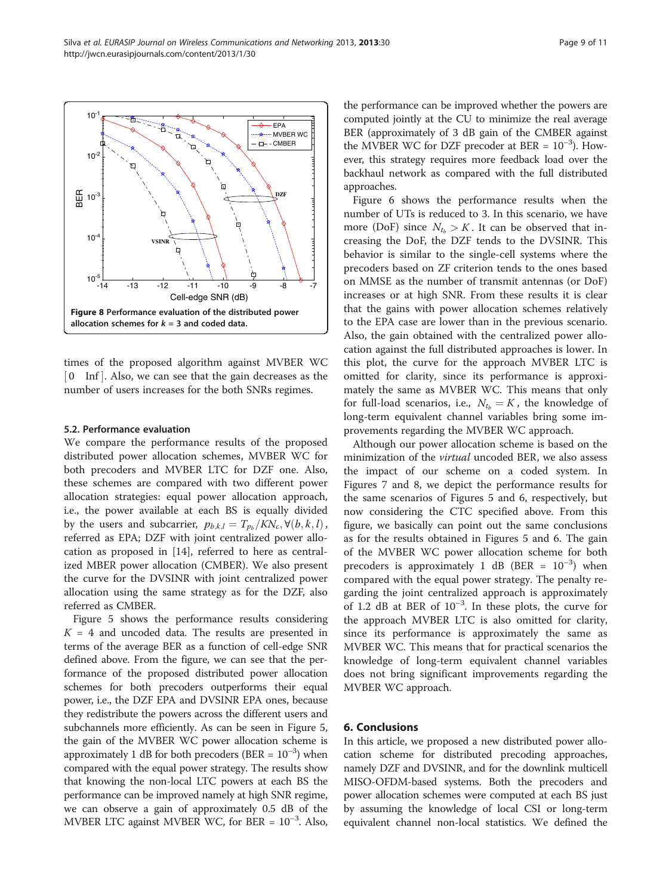Figure 8 Performance evaluation of the distributed power allocation schemes for $k = 3$ and coded data.

times of the proposed algorithm against MVBER WC $[0 \quad \text{Inf}]$. Also, we can see that the gain decreases as the number of users increases for the both SNRs regimes.

### 5.2. Performance evaluation

We compare the performance results of the proposed distributed power allocation schemes, MVBER WC for both precoders and MVBER LTC for DZF one. Also, these schemes are compared with two different power allocation strategies: equal power allocation approach, i.e., the power available at each BS is equally divided by the users and subcarrier, $p_{b,k,l} = T_{p_b}/KN_c, \forall(b,k,l)$, referred as EPA; DZF with joint centralized power allocation as proposed in [14], referred to here as centralized MBER power allocation (CMBER). We also present the curve for the DVSINR with joint centralized power allocation using the same strategy as for the DZF, also referred as CMBER.

Figure 5 shows the performance results considering $K = 4$ and uncoded data. The results are presented in terms of the average BER as a function of cell-edge SNR defined above. From the figure, we can see that the performance of the proposed distributed power allocation schemes for both precoders outperforms their equal power, i.e., the DZF EPA and DVSINR EPA ones, because they redistribute the powers across the different users and subchannels more efficiently. As can be seen in Figure 5, the gain of the MVBER WC power allocation scheme is approximately 1 dB for both precoders (BER = $10^{-3}$) when compared with the equal power strategy. The results show that knowing the non-local LTC powers at each BS the performance can be improved namely at high SNR regime, we can observe a gain of approximately 0.5 dB of the MVBER LTC against MVBER WC, for BER = $10^{-3}$. Also, the performance can be improved whether the powers are computed jointly at the CU to minimize the real average BER (approximately of 3 dB gain of the CMBER against the MVBER WC for DZF precoder at BER = $10^{-3}$). However, this strategy requires more feedback load over the backhaul network as compared with the full distributed approaches.

Figure 6 shows the performance results when the number of UTs is reduced to 3. In this scenario, we have more (DoF) since $N_{t_b} > K$. It can be observed that increasing the DoF, the DZF tends to the DVSINR. This behavior is similar to the single-cell systems where the precoders based on ZF criterion tends to the ones based on MMSE as the number of transmit antennas (or DoF) increases or at high SNR. From these results it is clear that the gains with power allocation schemes relatively to the EPA case are lower than in the previous scenario. Also, the gain obtained with the centralized power allocation against the full distributed approaches is lower. In this plot, the curve for the approach MVBER LTC is omitted for clarity, since its performance is approximately the same as MVBER WC. This means that only for full-load scenarios, i.e., $N_{t_b} = K$, the knowledge of long-term equivalent channel variables bring some improvements regarding the MVBER WC approach.

Although our power allocation scheme is based on the minimization of the *virtual* uncoded BER, we also assess the impact of our scheme on a coded system. In Figures 7 and 8, we depict the performance results for the same scenarios of Figures 5 and 6, respectively, but now considering the CTC specified above. From this figure, we basically can point out the same conclusions as for the results obtained in Figures 5 and 6. The gain of the MVBER WC power allocation scheme for both precoders is approximately 1 dB (BER = $10^{-3}$) when compared with the equal power strategy. The penalty regarding the joint centralized approach is approximately of 1.2 dB at BER of $10^{-3}$. In these plots, the curve for the approach MVBER LTC is also omitted for clarity, since its performance is approximately the same as MVBER WC. This means that for practical scenarios the knowledge of long-term equivalent channel variables does not bring significant improvements regarding the MVBER WC approach.

## 6. Conclusions

In this article, we proposed a new distributed power allocation scheme for distributed precoding approaches, namely DZF and DVSINR, and for the downlink multicell MISO-OFDM-based systems. Both the precoders and power allocation schemes were computed at each BS just by assuming the knowledge of local CSI or long-term equivalent channel non-local statistics. We defined the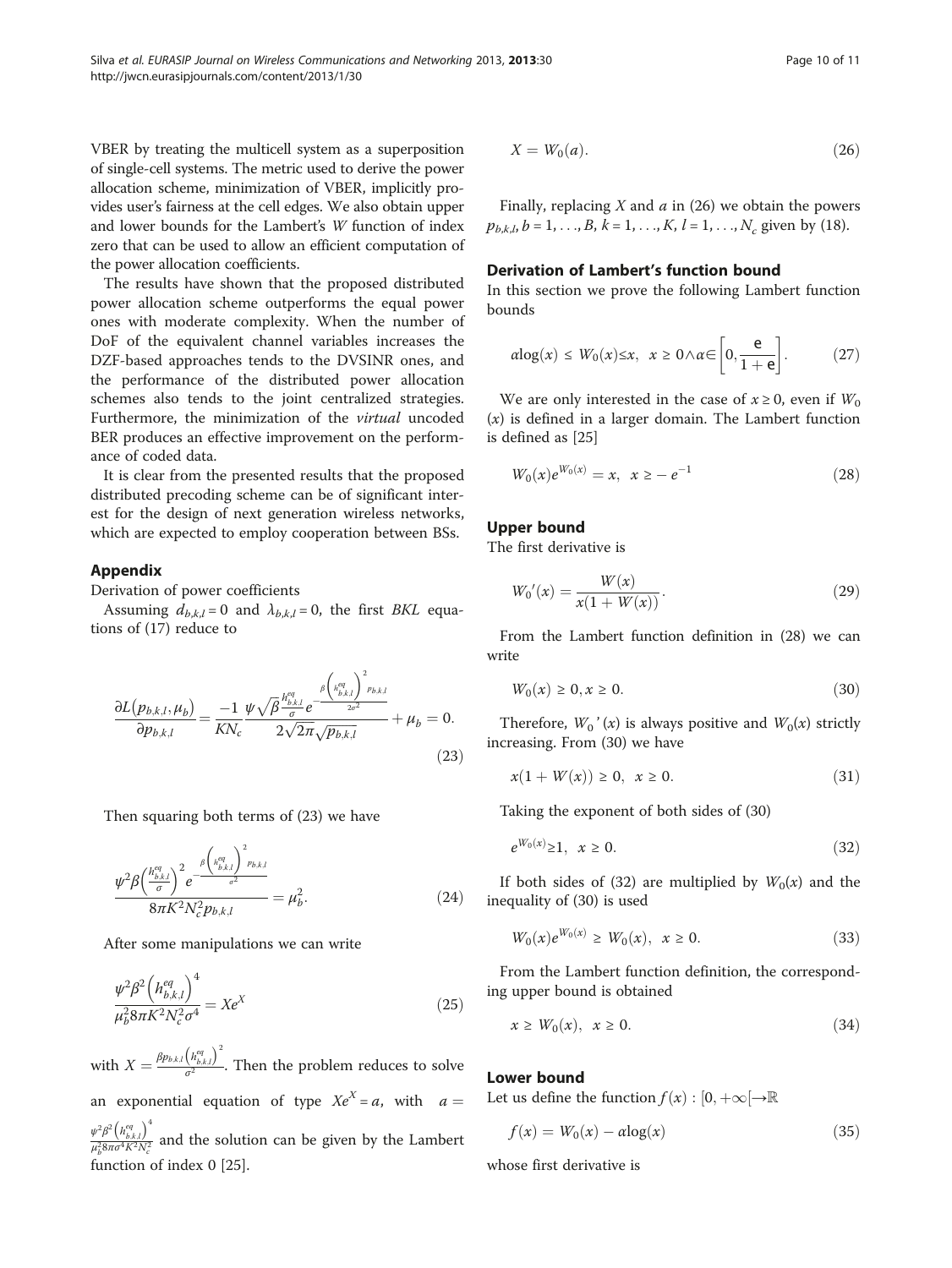VBER by treating the multicell system as a superposition of single-cell systems. The metric used to derive the power allocation scheme, minimization of VBER, implicitly provides user's fairness at the cell edges. We also obtain upper and lower bounds for the Lambert's $W$ function of index zero that can be used to allow an efficient computation of the power allocation coefficients.

The results have shown that the proposed distributed power allocation scheme outperforms the equal power ones with moderate complexity. When the number of DoF of the equivalent channel variables increases the DZF-based approaches tends to the DVSINR ones, and the performance of the distributed power allocation schemes also tends to the joint centralized strategies. Furthermore, the minimization of the *virtual* uncoded BER produces an effective improvement on the performance of coded data.

It is clear from the presented results that the proposed distributed precoding scheme can be of significant interest for the design of next generation wireless networks, which are expected to employ cooperation between BSs.

## Appendix

Derivation of power coefficients

Assuming $d_{b,k,l} = 0$ and $\lambda_{b,k,l} = 0$, the first *BKL* equations of (17) reduce to

$$\frac{\partial L(p_{b,k,l}, \mu_b)}{\partial p_{b,k,l}} = \frac{-1}{KN_c} \frac{\psi \sqrt{\beta} \frac{h^{eq}_{b,k,l}}{\sigma} e^{-\frac{\beta \left(h^{eq}_{b,k,l}\right)^2 p_{b,k,l}}{2\sigma^2}}}{2\sqrt{2\pi}\sqrt{p_{b,k,l}}} + \mu_b = 0. \tag{23}$$

Then squaring both terms of (23) we have

$$\frac{\psi^2 \beta \left(\frac{h^{eq}_{b,k,l}}{\sigma}\right)^2 e^{-\frac{\beta \left(h^{eq}_{b,k,l}\right)^2 p_{b,k,l}}{\sigma^2}}}{8\pi K^2 N_c^2 p_{b,k,l}} = \mu_b^2. \tag{24}$$

After some manipulations we can write

$$\frac{\psi^2 \beta^2 \left(h^{eq}_{b,k,l}\right)^4}{\mu_b^2 8\pi K^2 N_c^2 \sigma^4} = Xe^X \tag{25}$$

with $X = \frac{\beta p_{b,k,l}\left(h^{eq}_{b,k,l}\right)^2}{\sigma^2}$. Then the problem reduces to solve an exponential equation of type $Xe^X = a$, with $a = \frac{\psi^2\beta^2\left(h^{eq}_{b,k,l}\right)^4}{\mu_b^2 8\pi\sigma^4 K^2 N_c^2}$ and the solution can be given by the Lambert function of index 0 [25].

$$X = W_0(a). \tag{26}$$

Finally, replacing $X$ and $a$ in (26) we obtain the powers $p_{b,k,l}$, $b = 1, \ldots, B$, $k = 1, \ldots, K$, $l = 1, \ldots, N_c$ given by (18).

### Derivation of Lambert's function bound

In this section we prove the following Lambert function bounds

$$\alpha \log(x) \leq W_0(x) \leq x, \;\; x \geq 0 \wedge \alpha \in \left[0, \frac{\mathrm{e}}{1+\mathrm{e}}\right]. \tag{27}$$

We are only interested in the case of $x \geq 0$, even if $W_0(x)$ is defined in a larger domain. The Lambert function is defined as [25]

$$W_0(x) e^{W_0(x)} = x, \;\; x \geq -e^{-1} \tag{28}$$

### Upper bound

The first derivative is

$$W_0{}'(x) = \frac{W(x)}{x(1+W(x))}. \tag{29}$$

From the Lambert function definition in (28) we can write

$$W_0(x) \geq 0, x \geq 0. \tag{30}$$

Therefore, $W_0{}'(x)$ is always positive and $W_0(x)$ strictly increasing. From (30) we have

$$x(1 + W(x)) \geq 0, \;\; x \geq 0. \tag{31}$$

Taking the exponent of both sides of (30)

$$e^{W_0(x)} \geq 1, \;\; x \geq 0. \tag{32}$$

If both sides of (32) are multiplied by $W_0(x)$ and the inequality of (30) is used

$$W_0(x) e^{W_0(x)} \geq W_0(x), \;\; x \geq 0. \tag{33}$$

From the Lambert function definition, the corresponding upper bound is obtained

$$x \geq W_0(x), \;\; x \geq 0. \tag{34}$$

### Lower bound

Let us define the function $f(x) : [0, +\infty[ \rightarrow \mathbb{R}$

$$f(x) = W_0(x) - \alpha \log(x) \tag{35}$$

whose first derivative is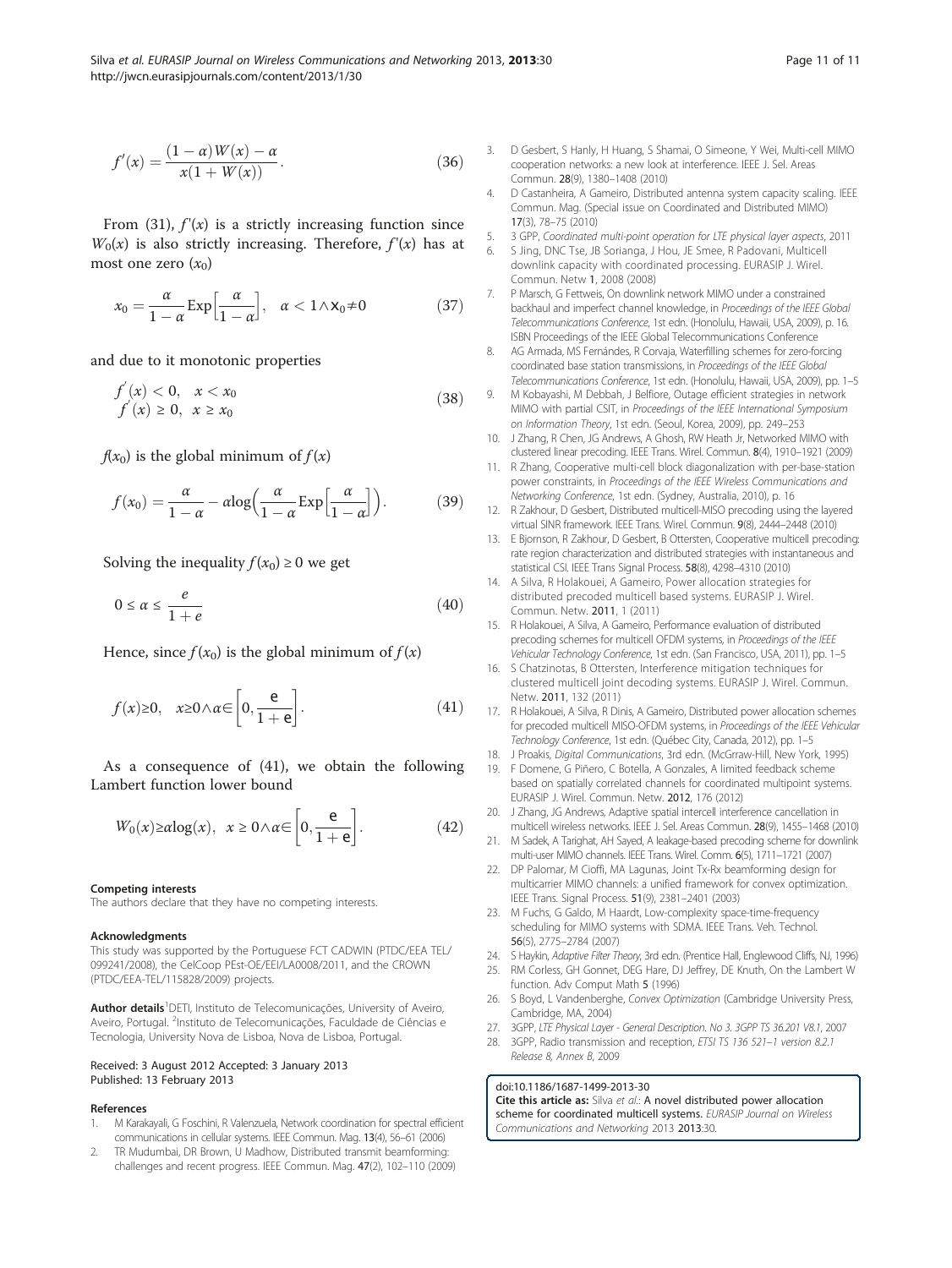$$f'(x) = \frac{(1-\alpha)W(x) - \alpha}{x(1+W(x))}. \tag{36}$$

From (31), $f'(x)$ is a strictly increasing function since $W_0(x)$ is also strictly increasing. Therefore, $f'(x)$ has at most one zero ($x_0$)

$$x_0 = \frac{\alpha}{1-\alpha}\mathrm{Exp}\left[\frac{\alpha}{1-\alpha}\right], \quad \alpha < 1 \wedge x_0 \neq 0 \tag{37}$$

and due to it monotonic properties

$$\begin{aligned} f'(x) &< 0, \quad x < x_0 \\ f'(x) &\geq 0, \quad x \geq x_0 \end{aligned} \tag{38}$$

$f(x_0)$ is the global minimum of $f(x)$

$$f(x_0) = \frac{\alpha}{1-\alpha} - \alpha \log\left(\frac{\alpha}{1-\alpha}\mathrm{Exp}\left[\frac{\alpha}{1-\alpha}\right]\right). \tag{39}$$

Solving the inequality $f(x_0) \geq 0$ we get

$$0 \leq \alpha \leq \frac{e}{1+e} \tag{40}$$

Hence, since $f(x_0)$ is the global minimum of $f(x)$

$$f(x) \geq 0, \quad x \geq 0 \wedge \alpha \in \left[0, \frac{\mathrm{e}}{1+\mathrm{e}}\right]. \tag{41}$$

As a consequence of (41), we obtain the following Lambert function lower bound

$$W_0(x) \geq \alpha \log(x), \quad x \geq 0 \wedge \alpha \in \left[0, \frac{\mathrm{e}}{1+\mathrm{e}}\right]. \tag{42}$$

#### Competing interests

The authors declare that they have no competing interests.

#### Acknowledgments

This study was supported by the Portuguese FCT CADWIN (PTDC/EEA TEL/099241/2008), the CelCoop PEst-OE/EEI/LA0008/2011, and the CROWN (PTDC/EEA-TEL/115828/2009) projects.

**Author details**
[1]DETI, Instituto de Telecomunicações, University of Aveiro, Aveiro, Portugal. [2]Instituto de Telecomunicações, Faculdade de Ciências e Tecnologia, University Nova de Lisboa, Nova de Lisboa, Portugal.

Received: 3 August 2012 Accepted: 3 January 2013
Published: 13 February 2013

#### References

1. M Karakayali, G Foschini, R Valenzuela, Network coordination for spectral efficient communications in cellular systems. IEEE Commun. Mag. **13**(4), 56–61 (2006)
2. TR Mudumbai, DR Brown, U Madhow, Distributed transmit beamforming: challenges and recent progress. IEEE Commun. Mag. **47**(2), 102–110 (2009)
3. D Gesbert, S Hanly, H Huang, S Shamai, O Simeone, Y Wei, Multi-cell MIMO cooperation networks: a new look at interference. IEEE J. Sel. Areas Commun. **28**(9), 1380–1408 (2010)
4. D Castanheira, A Gameiro, Distributed antenna system capacity scaling. IEEE Commun. Mag. (Special issue on Coordinated and Distributed MIMO) **17**(3), 78–75 (2010)
5. 3 GPP, *Coordinated multi-point operation for LTE physical layer aspects*, 2011
6. S Jing, DNC Tse, JB Sorianga, J Hou, JE Smee, R Padovani, Multicell downlink capacity with coordinated processing. EURASIP J. Wirel. Commun. Netw **1**, 2008 (2008)
7. P Marsch, G Fettweis, On downlink network MIMO under a constrained backhaul and imperfect channel knowledge, in *Proceedings of the IEEE Global Telecommunications Conference*, 1st edn. (Honolulu, Hawaii, USA, 2009), p. 16. ISBN Proceedings of the IEEE Global Telecommunications Conference
8. AG Armada, MS Fernándes, R Corvaja, Waterfilling schemes for zero-forcing coordinated base station transmissions, in *Proceedings of the IEEE Global Telecommunications Conference*, 1st edn. (Honolulu, Hawaii, USA, 2009), pp. 1–5
9. M Kobayashi, M Debbah, J Belfiore, Outage efficient strategies in network MIMO with partial CSIT, in *Proceedings of the IEEE International Symposium on Information Theory*, 1st edn. (Seoul, Korea, 2009), pp. 249–253
10. J Zhang, R Chen, JG Andrews, A Ghosh, RW Heath Jr, Networked MIMO with clustered linear precoding. IEEE Trans. Wirel. Commun. **8**(4), 1910–1921 (2009)
11. R Zhang, Cooperative multi-cell block diagonalization with per-base-station power constraints, in *Proceedings of the IEEE Wireless Communications and Networking Conference*, 1st edn. (Sydney, Australia, 2010), p. 16
12. R Zakhour, D Gesbert, Distributed multicell-MISO precoding using the layered virtual SINR framework. IEEE Trans. Wirel. Commun. **9**(8), 2444–2448 (2010)
13. E Bjornson, R Zakhour, D Gesbert, B Ottersten, Cooperative multicell precoding: rate region characterization and distributed strategies with instantaneous and statistical CSI. IEEE Trans Signal Process. **58**(8), 4298–4310 (2010)
14. A Silva, R Holakouei, A Gameiro, Power allocation strategies for distributed precoded multicell based systems. EURASIP J. Wirel. Commun. Netw. **2011**, 1 (2011)
15. R Holakouei, A Silva, A Gameiro, Performance evaluation of distributed precoding schemes for multicell OFDM systems, in *Proceedings of the IEEE Vehicular Technology Conference*, 1st edn. (San Francisco, USA, 2011), pp. 1–5
16. S Chatzinotas, B Ottersten, Interference mitigation techniques for clustered multicell joint decoding systems. EURASIP J. Wirel. Commun. Netw. **2011**, 132 (2011)
17. R Holakouei, A Silva, R Dinis, A Gameiro, Distributed power allocation schemes for precoded multicell MISO-OFDM systems, in *Proceedings of the IEEE Vehicular Technology Conference*, 1st edn. (Québec City, Canada, 2012), pp. 1–5
18. J Proakis, *Digital Communications*, 3rd edn. (McGrraw-Hill, New York, 1995)
19. F Domene, G Piñero, C Botella, A Gonzales, A limited feedback scheme based on spatially correlated channels for coordinated multipoint systems. EURASIP J. Wirel. Commun. Netw. **2012**, 176 (2012)
20. J Zhang, JG Andrews, Adaptive spatial intercell interference cancellation in multicell wireless networks. IEEE J. Sel. Areas Commun. **28**(9), 1455–1468 (2010)
21. M Sadek, A Tarighat, AH Sayed, A leakage-based precoding scheme for downlink multi-user MIMO channels. IEEE Trans. Wirel. Comm. **6**(5), 1711–1721 (2007)
22. DP Palomar, M Cioffi, MA Lagunas, Joint Tx-Rx beamforming design for multicarrier MIMO channels: a unified framework for convex optimization. IEEE Trans. Signal Process. **51**(9), 2381–2401 (2003)
23. M Fuchs, G Galdo, M Haardt, Low-complexity space-time-frequency scheduling for MIMO systems with SDMA. IEEE Trans. Veh. Technol. **56**(5), 2775–2784 (2007)
24. S Haykin, *Adaptive Filter Theory*, 3rd edn. (Prentice Hall, Englewood Cliffs, NJ, 1996)
25. RM Corless, GH Gonnet, DEG Hare, DJ Jeffrey, DE Knuth, On the Lambert W function. Adv Comput Math **5** (1996)
26. S Boyd, L Vandenberghe, *Convex Optimization* (Cambridge University Press, Cambridge, MA, 2004)
27. 3GPP, *LTE Physical Layer - General Description. No 3. 3GPP TS 36.201 V8.1*, 2007
28. 3GPP, Radio transmission and reception, *ETSI TS 136 521–1 version 8.2.1 Release 8, Annex B*, 2009

doi:10.1186/1687-1499-2013-30
**Cite this article as:** Silva *et al.*: A novel distributed power allocation scheme for coordinated multicell systems. *EURASIP Journal on Wireless Communications and Networking* 2013 **2013**:30.